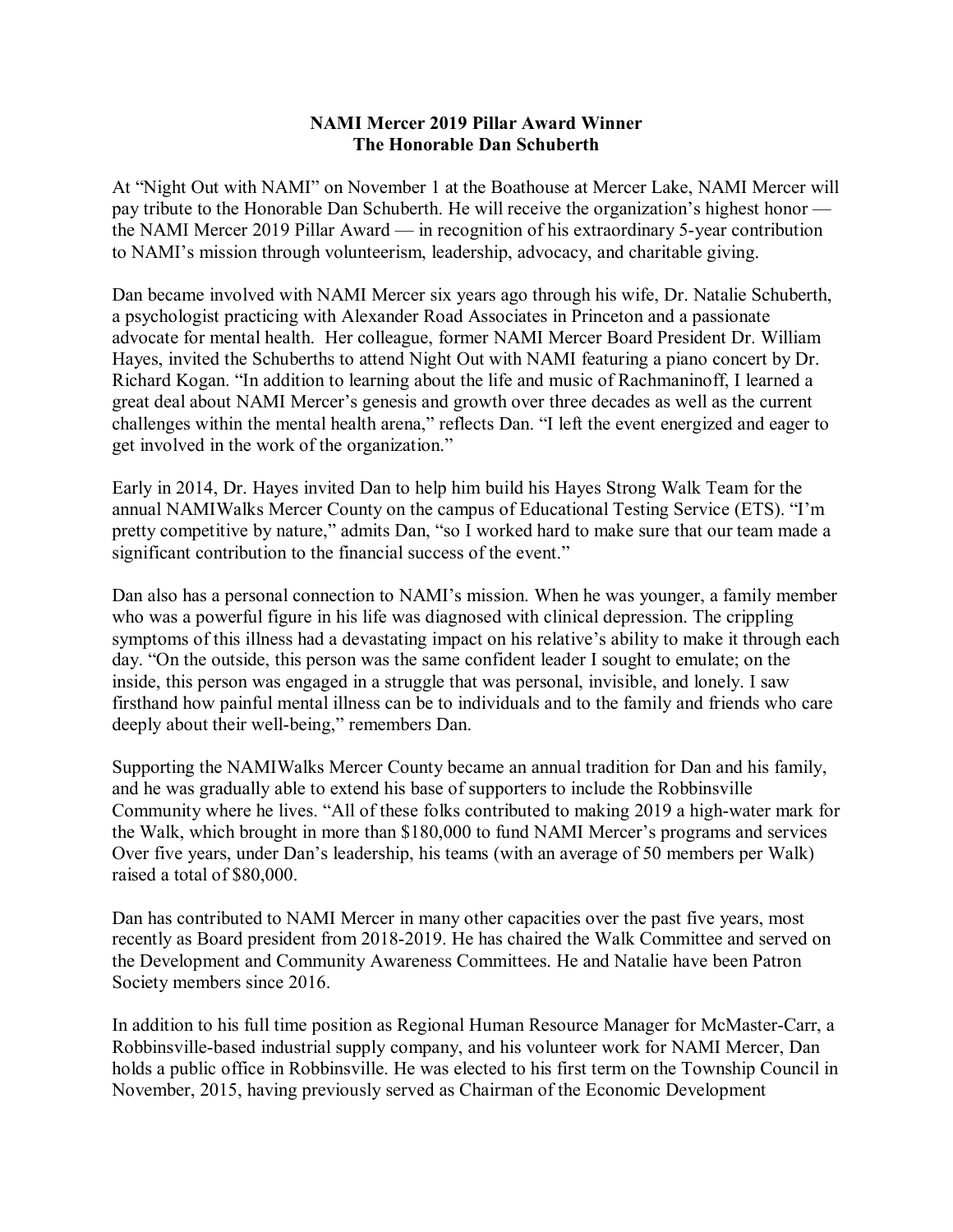**NAMI Mercer 2019 Pillar Award Winner**
**The Honorable Dan Schuberth**

At "Night Out with NAMI" on November 1 at the Boathouse at Mercer Lake, NAMI Mercer will pay tribute to the Honorable Dan Schuberth. He will receive the organization's highest honor — the NAMI Mercer 2019 Pillar Award — in recognition of his extraordinary 5-year contribution to NAMI's mission through volunteerism, leadership, advocacy, and charitable giving.

Dan became involved with NAMI Mercer six years ago through his wife, Dr. Natalie Schuberth, a psychologist practicing with Alexander Road Associates in Princeton and a passionate advocate for mental health. Her colleague, former NAMI Mercer Board President Dr. William Hayes, invited the Schuberths to attend Night Out with NAMI featuring a piano concert by Dr. Richard Kogan. "In addition to learning about the life and music of Rachmaninoff, I learned a great deal about NAMI Mercer's genesis and growth over three decades as well as the current challenges within the mental health arena," reflects Dan. "I left the event energized and eager to get involved in the work of the organization."

Early in 2014, Dr. Hayes invited Dan to help him build his Hayes Strong Walk Team for the annual NAMIWalks Mercer County on the campus of Educational Testing Service (ETS). "I'm pretty competitive by nature," admits Dan, "so I worked hard to make sure that our team made a significant contribution to the financial success of the event."

Dan also has a personal connection to NAMI's mission. When he was younger, a family member who was a powerful figure in his life was diagnosed with clinical depression. The crippling symptoms of this illness had a devastating impact on his relative's ability to make it through each day. "On the outside, this person was the same confident leader I sought to emulate; on the inside, this person was engaged in a struggle that was personal, invisible, and lonely. I saw firsthand how painful mental illness can be to individuals and to the family and friends who care deeply about their well-being," remembers Dan.

Supporting the NAMIWalks Mercer County became an annual tradition for Dan and his family, and he was gradually able to extend his base of supporters to include the Robbinsville Community where he lives. "All of these folks contributed to making 2019 a high-water mark for the Walk, which brought in more than $180,000 to fund NAMI Mercer's programs and services Over five years, under Dan's leadership, his teams (with an average of 50 members per Walk) raised a total of $80,000.

Dan has contributed to NAMI Mercer in many other capacities over the past five years, most recently as Board president from 2018-2019. He has chaired the Walk Committee and served on the Development and Community Awareness Committees. He and Natalie have been Patron Society members since 2016.

In addition to his full time position as Regional Human Resource Manager for McMaster-Carr, a Robbinsville-based industrial supply company, and his volunteer work for NAMI Mercer, Dan holds a public office in Robbinsville. He was elected to his first term on the Township Council in November, 2015, having previously served as Chairman of the Economic Development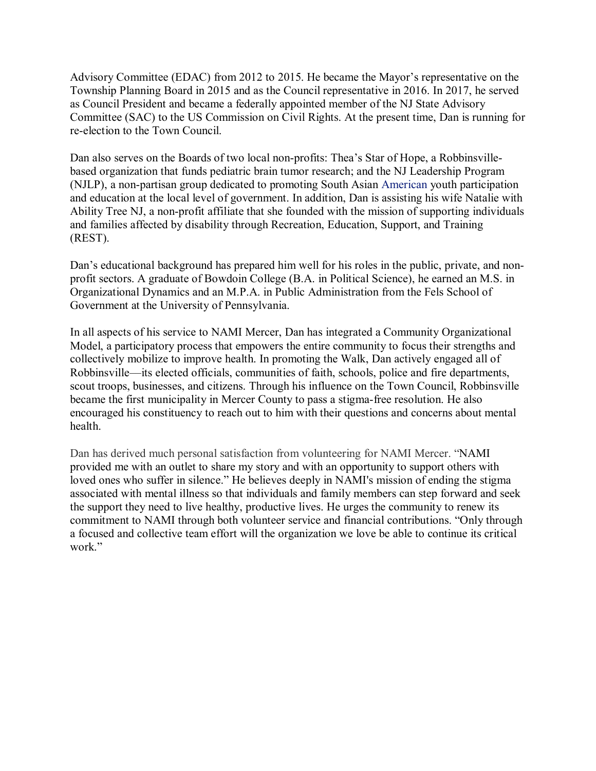Advisory Committee (EDAC) from 2012 to 2015. He became the Mayor's representative on the Township Planning Board in 2015 and as the Council representative in 2016. In 2017, he served as Council President and became a federally appointed member of the NJ State Advisory Committee (SAC) to the US Commission on Civil Rights. At the present time, Dan is running for re-election to the Town Council.

Dan also serves on the Boards of two local non-profits: Thea's Star of Hope, a Robbinsville-based organization that funds pediatric brain tumor research; and the NJ Leadership Program (NJLP), a non-partisan group dedicated to promoting South Asian American youth participation and education at the local level of government. In addition, Dan is assisting his wife Natalie with Ability Tree NJ, a non-profit affiliate that she founded with the mission of supporting individuals and families affected by disability through Recreation, Education, Support, and Training (REST).

Dan's educational background has prepared him well for his roles in the public, private, and non-profit sectors. A graduate of Bowdoin College (B.A. in Political Science), he earned an M.S. in Organizational Dynamics and an M.P.A. in Public Administration from the Fels School of Government at the University of Pennsylvania.

In all aspects of his service to NAMI Mercer, Dan has integrated a Community Organizational Model, a participatory process that empowers the entire community to focus their strengths and collectively mobilize to improve health. In promoting the Walk, Dan actively engaged all of Robbinsville—its elected officials, communities of faith, schools, police and fire departments, scout troops, businesses, and citizens. Through his influence on the Town Council, Robbinsville became the first municipality in Mercer County to pass a stigma-free resolution. He also encouraged his constituency to reach out to him with their questions and concerns about mental health.

Dan has derived much personal satisfaction from volunteering for NAMI Mercer. "NAMI provided me with an outlet to share my story and with an opportunity to support others with loved ones who suffer in silence." He believes deeply in NAMI's mission of ending the stigma associated with mental illness so that individuals and family members can step forward and seek the support they need to live healthy, productive lives. He urges the community to renew its commitment to NAMI through both volunteer service and financial contributions. "Only through a focused and collective team effort will the organization we love be able to continue its critical work."